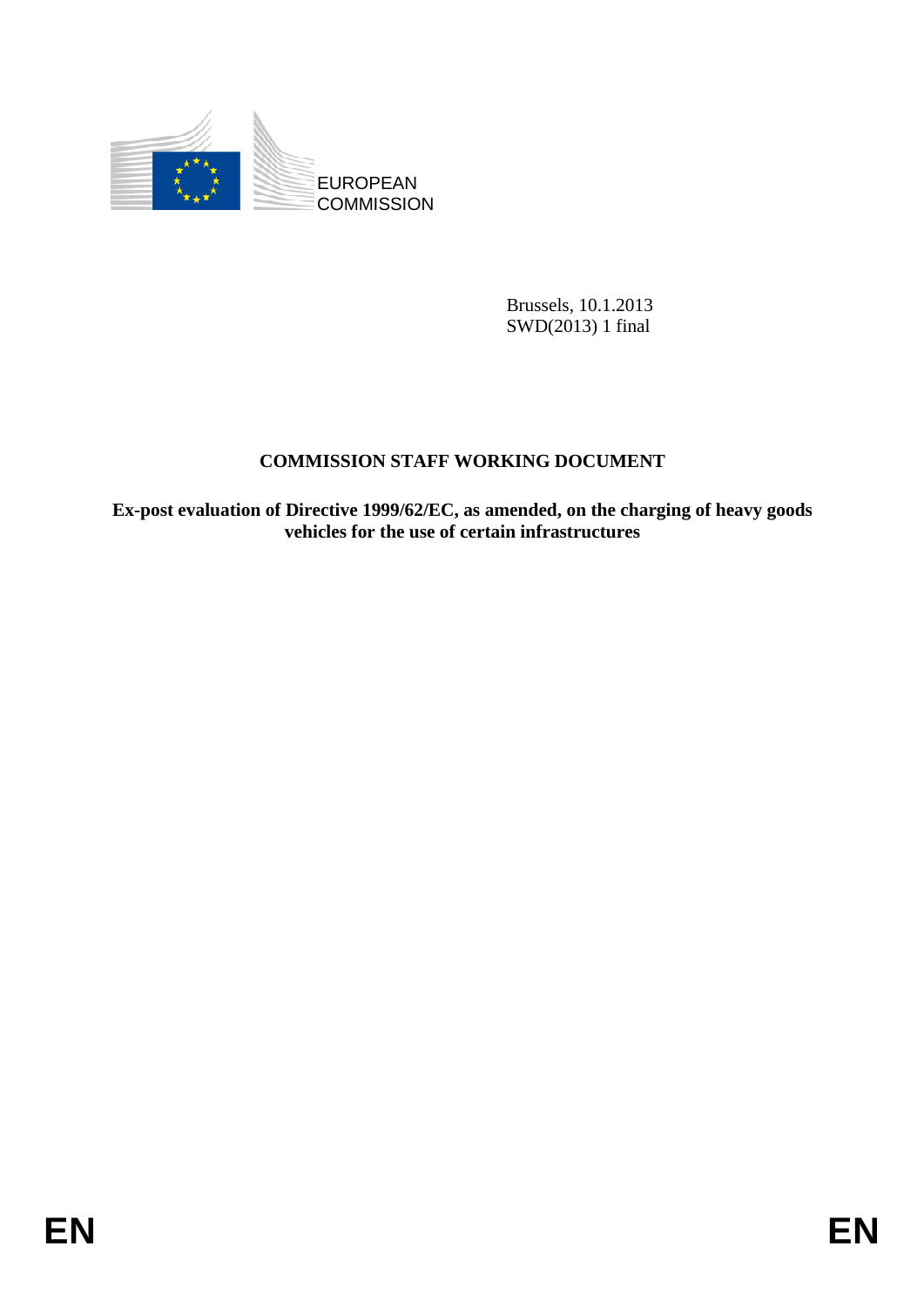EUROPEAN COMMISSION

Brussels, 10.1.2013
SWD(2013) 1 final

# COMMISSION STAFF WORKING DOCUMENT

**Ex-post evaluation of Directive 1999/62/EC, as amended, on the charging of heavy goods vehicles for the use of certain infrastructures**

EN EN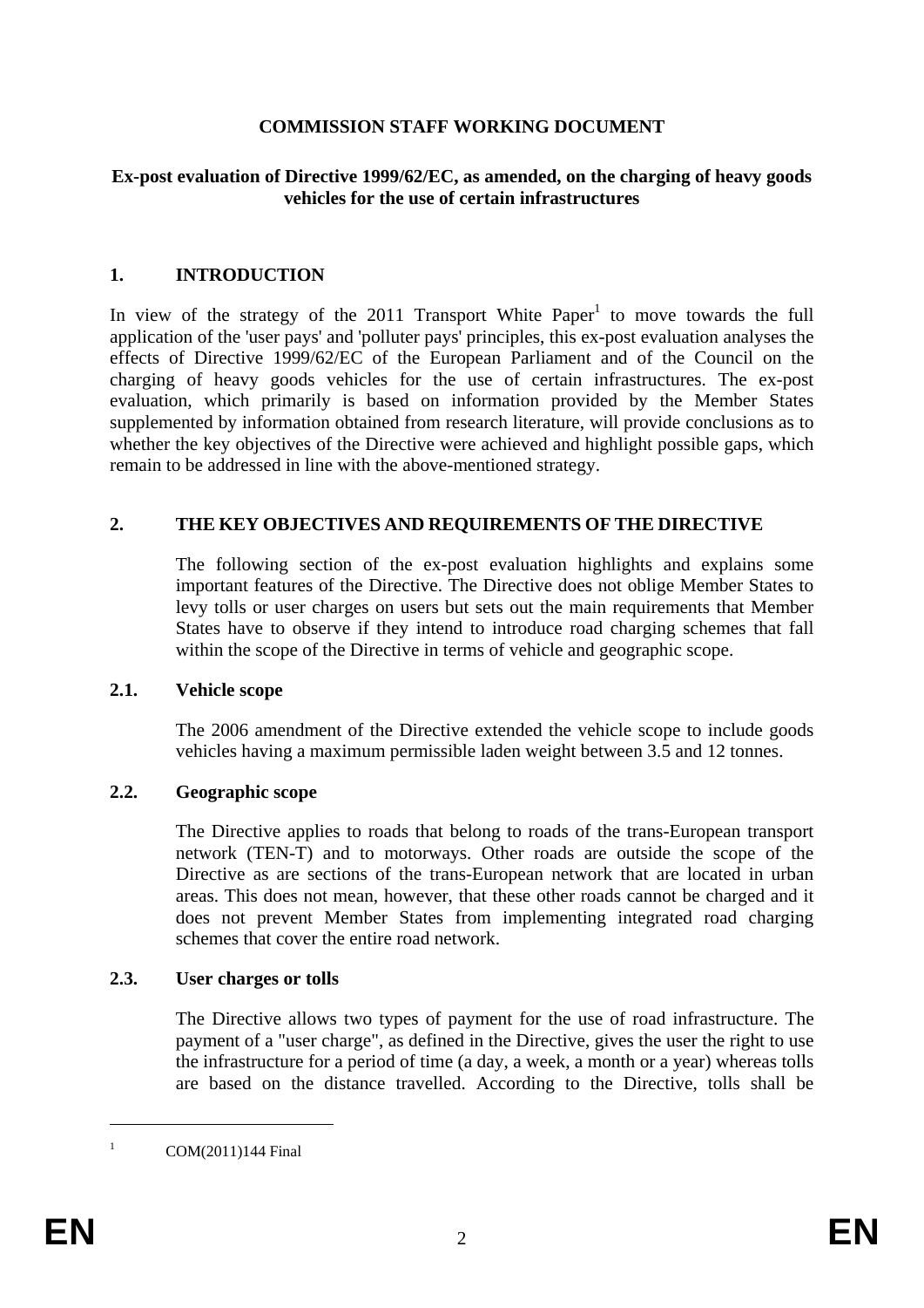**COMMISSION STAFF WORKING DOCUMENT**

**Ex-post evaluation of Directive 1999/62/EC, as amended, on the charging of heavy goods vehicles for the use of certain infrastructures**

## 1. INTRODUCTION

In view of the strategy of the 2011 Transport White Paper[1] to move towards the full application of the 'user pays' and 'polluter pays' principles, this ex-post evaluation analyses the effects of Directive 1999/62/EC of the European Parliament and of the Council on the charging of heavy goods vehicles for the use of certain infrastructures. The ex-post evaluation, which primarily is based on information provided by the Member States supplemented by information obtained from research literature, will provide conclusions as to whether the key objectives of the Directive were achieved and highlight possible gaps, which remain to be addressed in line with the above-mentioned strategy.

## 2. THE KEY OBJECTIVES AND REQUIREMENTS OF THE DIRECTIVE

The following section of the ex-post evaluation highlights and explains some important features of the Directive. The Directive does not oblige Member States to levy tolls or user charges on users but sets out the main requirements that Member States have to observe if they intend to introduce road charging schemes that fall within the scope of the Directive in terms of vehicle and geographic scope.

### 2.1. Vehicle scope

The 2006 amendment of the Directive extended the vehicle scope to include goods vehicles having a maximum permissible laden weight between 3.5 and 12 tonnes.

### 2.2. Geographic scope

The Directive applies to roads that belong to roads of the trans-European transport network (TEN-T) and to motorways. Other roads are outside the scope of the Directive as are sections of the trans-European network that are located in urban areas. This does not mean, however, that these other roads cannot be charged and it does not prevent Member States from implementing integrated road charging schemes that cover the entire road network.

### 2.3. User charges or tolls

The Directive allows two types of payment for the use of road infrastructure. The payment of a "user charge", as defined in the Directive, gives the user the right to use the infrastructure for a period of time (a day, a week, a month or a year) whereas tolls are based on the distance travelled. According to the Directive, tolls shall be

---

[1] COM(2011)144 Final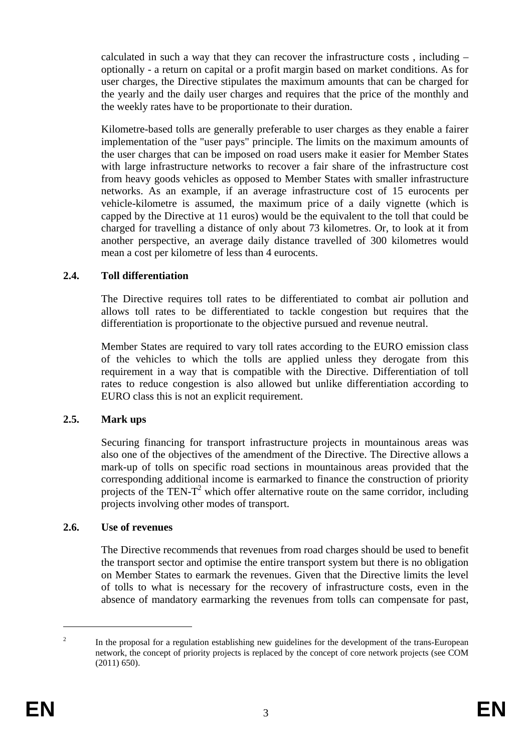calculated in such a way that they can recover the infrastructure costs , including – optionally - a return on capital or a profit margin based on market conditions. As for user charges, the Directive stipulates the maximum amounts that can be charged for the yearly and the daily user charges and requires that the price of the monthly and the weekly rates have to be proportionate to their duration.

Kilometre-based tolls are generally preferable to user charges as they enable a fairer implementation of the "user pays" principle. The limits on the maximum amounts of the user charges that can be imposed on road users make it easier for Member States with large infrastructure networks to recover a fair share of the infrastructure cost from heavy goods vehicles as opposed to Member States with smaller infrastructure networks. As an example, if an average infrastructure cost of 15 eurocents per vehicle-kilometre is assumed, the maximum price of a daily vignette (which is capped by the Directive at 11 euros) would be the equivalent to the toll that could be charged for travelling a distance of only about 73 kilometres. Or, to look at it from another perspective, an average daily distance travelled of 300 kilometres would mean a cost per kilometre of less than 4 eurocents.

### 2.4. Toll differentiation

The Directive requires toll rates to be differentiated to combat air pollution and allows toll rates to be differentiated to tackle congestion but requires that the differentiation is proportionate to the objective pursued and revenue neutral.

Member States are required to vary toll rates according to the EURO emission class of the vehicles to which the tolls are applied unless they derogate from this requirement in a way that is compatible with the Directive. Differentiation of toll rates to reduce congestion is also allowed but unlike differentiation according to EURO class this is not an explicit requirement.

### 2.5. Mark ups

Securing financing for transport infrastructure projects in mountainous areas was also one of the objectives of the amendment of the Directive. The Directive allows a mark-up of tolls on specific road sections in mountainous areas provided that the corresponding additional income is earmarked to finance the construction of priority projects of the TEN-T[2] which offer alternative route on the same corridor, including projects involving other modes of transport.

### 2.6. Use of revenues

The Directive recommends that revenues from road charges should be used to benefit the transport sector and optimise the entire transport system but there is no obligation on Member States to earmark the revenues. Given that the Directive limits the level of tolls to what is necessary for the recovery of infrastructure costs, even in the absence of mandatory earmarking the revenues from tolls can compensate for past,

---

[2] In the proposal for a regulation establishing new guidelines for the development of the trans-European network, the concept of priority projects is replaced by the concept of core network projects (see COM (2011) 650).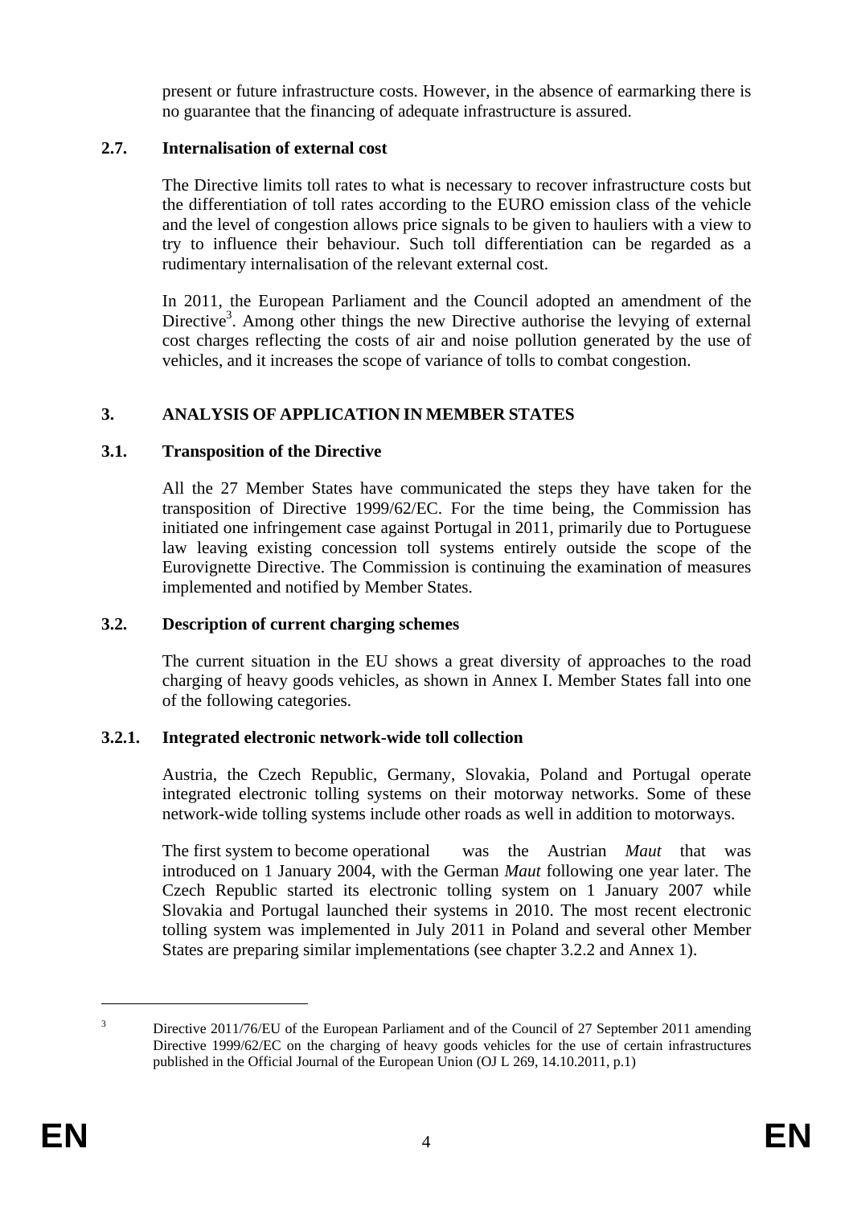present or future infrastructure costs. However, in the absence of earmarking there is no guarantee that the financing of adequate infrastructure is assured.

### 2.7. Internalisation of external cost

The Directive limits toll rates to what is necessary to recover infrastructure costs but the differentiation of toll rates according to the EURO emission class of the vehicle and the level of congestion allows price signals to be given to hauliers with a view to try to influence their behaviour. Such toll differentiation can be regarded as a rudimentary internalisation of the relevant external cost.

In 2011, the European Parliament and the Council adopted an amendment of the Directive[3]. Among other things the new Directive authorise the levying of external cost charges reflecting the costs of air and noise pollution generated by the use of vehicles, and it increases the scope of variance of tolls to combat congestion.

## 3. ANALYSIS OF APPLICATION IN MEMBER STATES

### 3.1. Transposition of the Directive

All the 27 Member States have communicated the steps they have taken for the transposition of Directive 1999/62/EC. For the time being, the Commission has initiated one infringement case against Portugal in 2011, primarily due to Portuguese law leaving existing concession toll systems entirely outside the scope of the Eurovignette Directive. The Commission is continuing the examination of measures implemented and notified by Member States.

### 3.2. Description of current charging schemes

The current situation in the EU shows a great diversity of approaches to the road charging of heavy goods vehicles, as shown in Annex I. Member States fall into one of the following categories.

#### 3.2.1. Integrated electronic network-wide toll collection

Austria, the Czech Republic, Germany, Slovakia, Poland and Portugal operate integrated electronic tolling systems on their motorway networks. Some of these network-wide tolling systems include other roads as well in addition to motorways.

The first system to become operational was the Austrian *Maut* that was introduced on 1 January 2004, with the German *Maut* following one year later. The Czech Republic started its electronic tolling system on 1 January 2007 while Slovakia and Portugal launched their systems in 2010. The most recent electronic tolling system was implemented in July 2011 in Poland and several other Member States are preparing similar implementations (see chapter 3.2.2 and Annex 1).

---

[3] Directive 2011/76/EU of the European Parliament and of the Council of 27 September 2011 amending Directive 1999/62/EC on the charging of heavy goods vehicles for the use of certain infrastructures published in the Official Journal of the European Union (OJ L 269, 14.10.2011, p.1)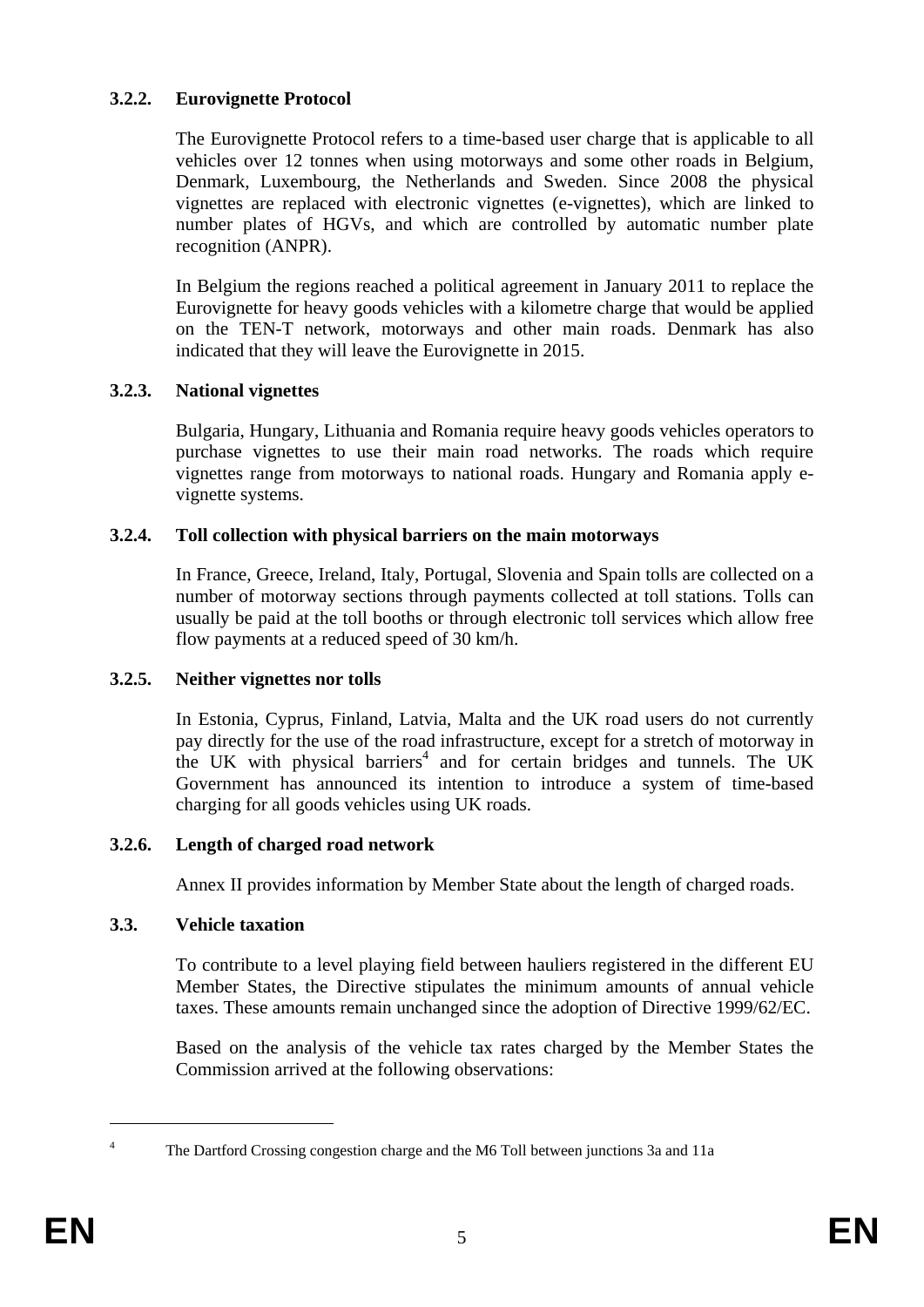### 3.2.2. Eurovignette Protocol

The Eurovignette Protocol refers to a time-based user charge that is applicable to all vehicles over 12 tonnes when using motorways and some other roads in Belgium, Denmark, Luxembourg, the Netherlands and Sweden. Since 2008 the physical vignettes are replaced with electronic vignettes (e-vignettes), which are linked to number plates of HGVs, and which are controlled by automatic number plate recognition (ANPR).

In Belgium the regions reached a political agreement in January 2011 to replace the Eurovignette for heavy goods vehicles with a kilometre charge that would be applied on the TEN-T network, motorways and other main roads. Denmark has also indicated that they will leave the Eurovignette in 2015.

### 3.2.3. National vignettes

Bulgaria, Hungary, Lithuania and Romania require heavy goods vehicles operators to purchase vignettes to use their main road networks. The roads which require vignettes range from motorways to national roads. Hungary and Romania apply e-vignette systems.

### 3.2.4. Toll collection with physical barriers on the main motorways

In France, Greece, Ireland, Italy, Portugal, Slovenia and Spain tolls are collected on a number of motorway sections through payments collected at toll stations. Tolls can usually be paid at the toll booths or through electronic toll services which allow free flow payments at a reduced speed of 30 km/h.

### 3.2.5. Neither vignettes nor tolls

In Estonia, Cyprus, Finland, Latvia, Malta and the UK road users do not currently pay directly for the use of the road infrastructure, except for a stretch of motorway in the UK with physical barriers[4] and for certain bridges and tunnels. The UK Government has announced its intention to introduce a system of time-based charging for all goods vehicles using UK roads.

### 3.2.6. Length of charged road network

Annex II provides information by Member State about the length of charged roads.

## 3.3. Vehicle taxation

To contribute to a level playing field between hauliers registered in the different EU Member States, the Directive stipulates the minimum amounts of annual vehicle taxes. These amounts remain unchanged since the adoption of Directive 1999/62/EC.

Based on the analysis of the vehicle tax rates charged by the Member States the Commission arrived at the following observations:

[4] The Dartford Crossing congestion charge and the M6 Toll between junctions 3a and 11a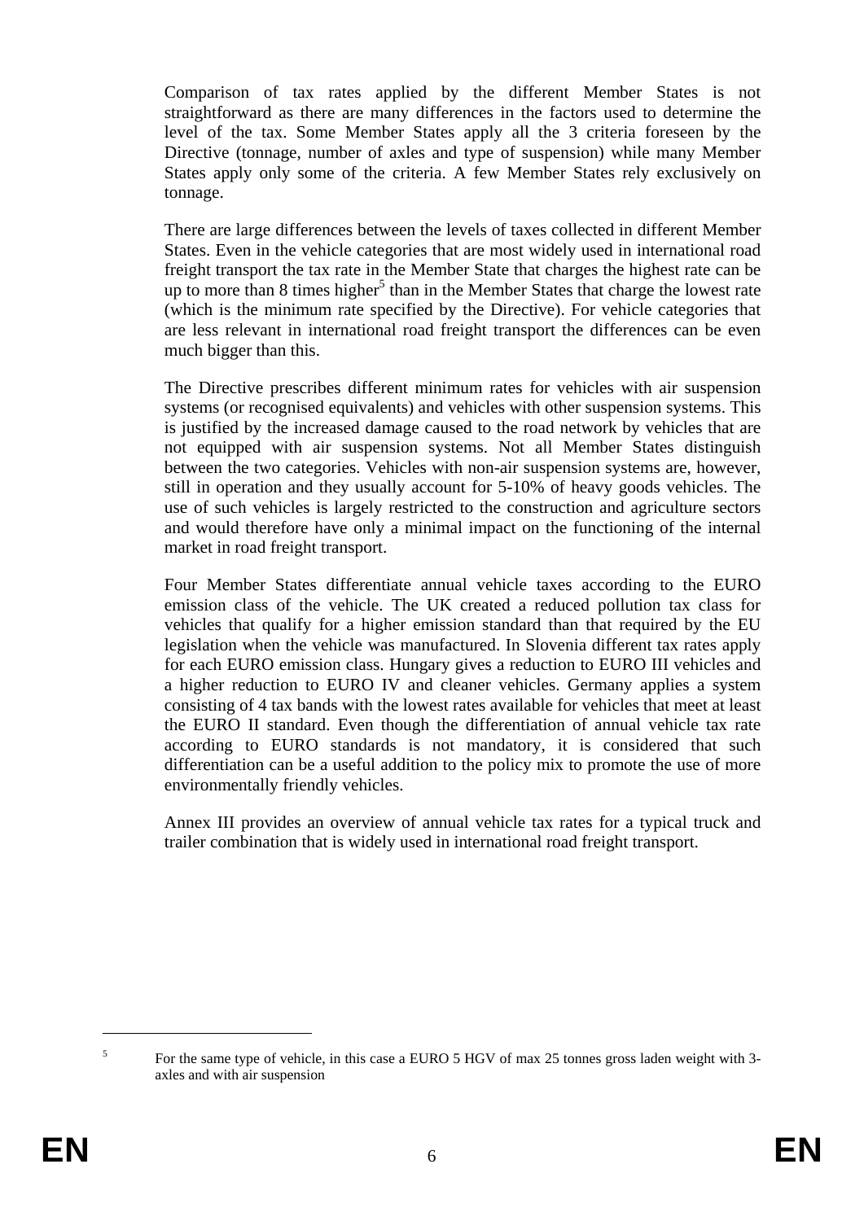Comparison of tax rates applied by the different Member States is not straightforward as there are many differences in the factors used to determine the level of the tax. Some Member States apply all the 3 criteria foreseen by the Directive (tonnage, number of axles and type of suspension) while many Member States apply only some of the criteria. A few Member States rely exclusively on tonnage.

There are large differences between the levels of taxes collected in different Member States. Even in the vehicle categories that are most widely used in international road freight transport the tax rate in the Member State that charges the highest rate can be up to more than 8 times higher[5] than in the Member States that charge the lowest rate (which is the minimum rate specified by the Directive). For vehicle categories that are less relevant in international road freight transport the differences can be even much bigger than this.

The Directive prescribes different minimum rates for vehicles with air suspension systems (or recognised equivalents) and vehicles with other suspension systems. This is justified by the increased damage caused to the road network by vehicles that are not equipped with air suspension systems. Not all Member States distinguish between the two categories. Vehicles with non-air suspension systems are, however, still in operation and they usually account for 5-10% of heavy goods vehicles. The use of such vehicles is largely restricted to the construction and agriculture sectors and would therefore have only a minimal impact on the functioning of the internal market in road freight transport.

Four Member States differentiate annual vehicle taxes according to the EURO emission class of the vehicle. The UK created a reduced pollution tax class for vehicles that qualify for a higher emission standard than that required by the EU legislation when the vehicle was manufactured. In Slovenia different tax rates apply for each EURO emission class. Hungary gives a reduction to EURO III vehicles and a higher reduction to EURO IV and cleaner vehicles. Germany applies a system consisting of 4 tax bands with the lowest rates available for vehicles that meet at least the EURO II standard. Even though the differentiation of annual vehicle tax rate according to EURO standards is not mandatory, it is considered that such differentiation can be a useful addition to the policy mix to promote the use of more environmentally friendly vehicles.

Annex III provides an overview of annual vehicle tax rates for a typical truck and trailer combination that is widely used in international road freight transport.

---

[5] For the same type of vehicle, in this case a EURO 5 HGV of max 25 tonnes gross laden weight with 3-axles and with air suspension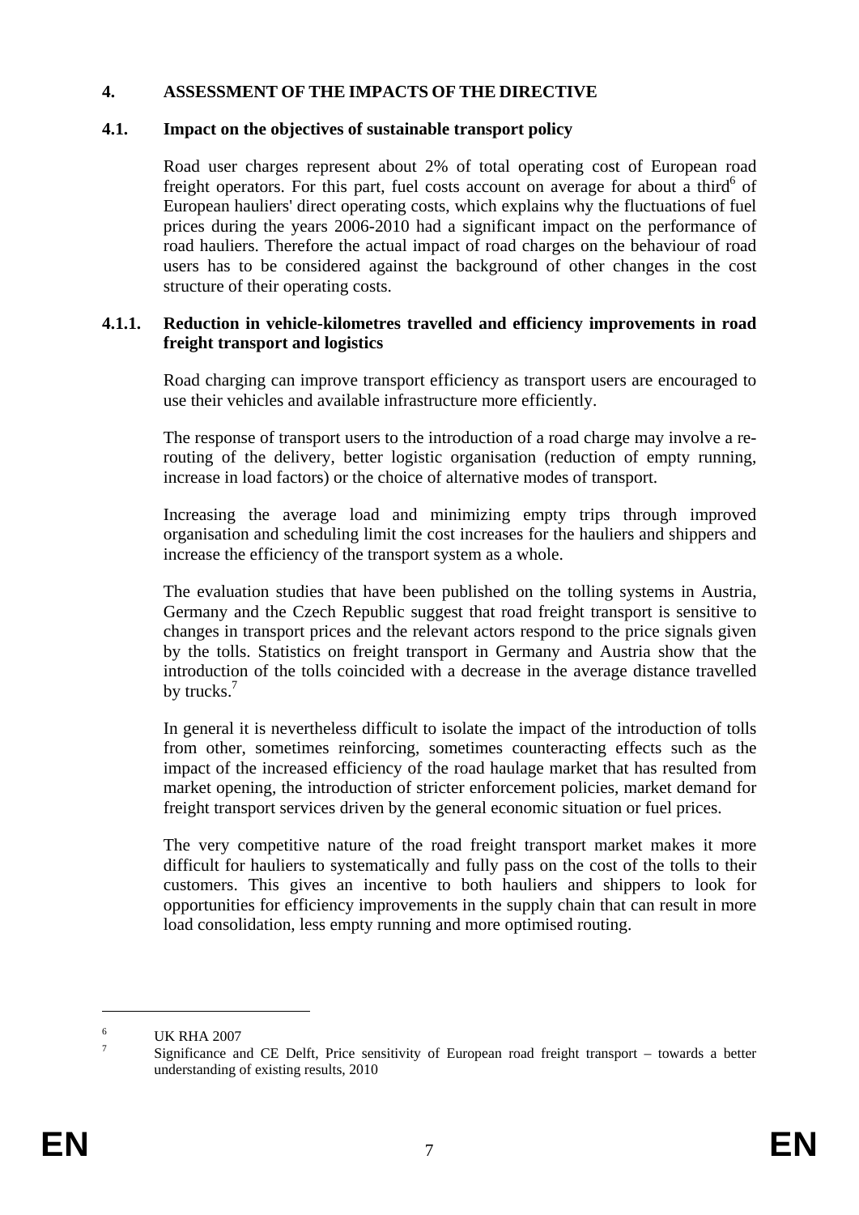## 4. ASSESSMENT OF THE IMPACTS OF THE DIRECTIVE

### 4.1. Impact on the objectives of sustainable transport policy

Road user charges represent about 2% of total operating cost of European road freight operators. For this part, fuel costs account on average for about a third[6] of European hauliers' direct operating costs, which explains why the fluctuations of fuel prices during the years 2006-2010 had a significant impact on the performance of road hauliers. Therefore the actual impact of road charges on the behaviour of road users has to be considered against the background of other changes in the cost structure of their operating costs.

#### 4.1.1. Reduction in vehicle-kilometres travelled and efficiency improvements in road freight transport and logistics

Road charging can improve transport efficiency as transport users are encouraged to use their vehicles and available infrastructure more efficiently.

The response of transport users to the introduction of a road charge may involve a re-routing of the delivery, better logistic organisation (reduction of empty running, increase in load factors) or the choice of alternative modes of transport.

Increasing the average load and minimizing empty trips through improved organisation and scheduling limit the cost increases for the hauliers and shippers and increase the efficiency of the transport system as a whole.

The evaluation studies that have been published on the tolling systems in Austria, Germany and the Czech Republic suggest that road freight transport is sensitive to changes in transport prices and the relevant actors respond to the price signals given by the tolls. Statistics on freight transport in Germany and Austria show that the introduction of the tolls coincided with a decrease in the average distance travelled by trucks.[7]

In general it is nevertheless difficult to isolate the impact of the introduction of tolls from other, sometimes reinforcing, sometimes counteracting effects such as the impact of the increased efficiency of the road haulage market that has resulted from market opening, the introduction of stricter enforcement policies, market demand for freight transport services driven by the general economic situation or fuel prices.

The very competitive nature of the road freight transport market makes it more difficult for hauliers to systematically and fully pass on the cost of the tolls to their customers. This gives an incentive to both hauliers and shippers to look for opportunities for efficiency improvements in the supply chain that can result in more load consolidation, less empty running and more optimised routing.

---

[6] UK RHA 2007

[7] Significance and CE Delft, Price sensitivity of European road freight transport – towards a better understanding of existing results, 2010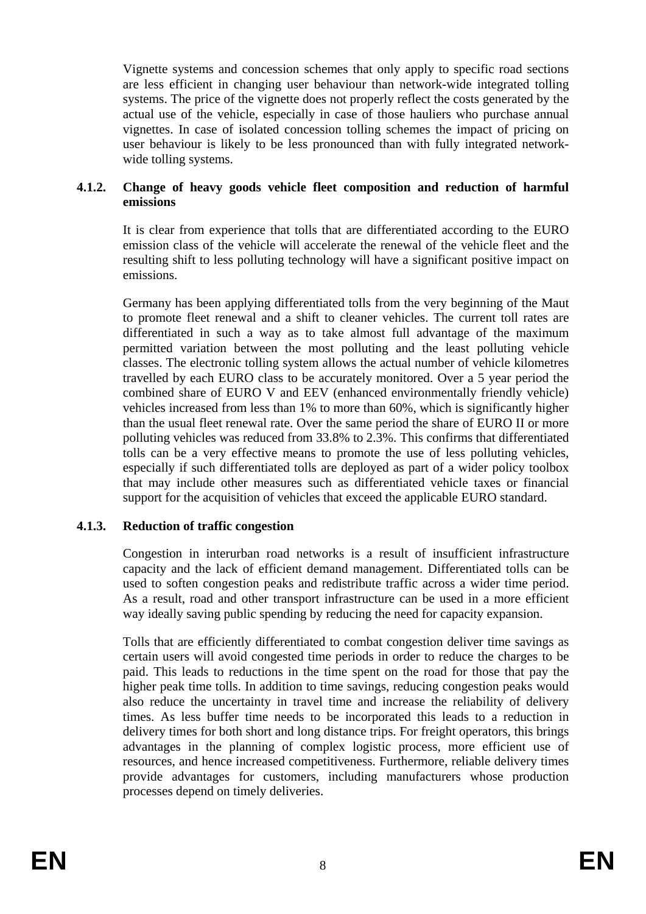Vignette systems and concession schemes that only apply to specific road sections are less efficient in changing user behaviour than network-wide integrated tolling systems. The price of the vignette does not properly reflect the costs generated by the actual use of the vehicle, especially in case of those hauliers who purchase annual vignettes. In case of isolated concession tolling schemes the impact of pricing on user behaviour is likely to be less pronounced than with fully integrated network-wide tolling systems.

#### 4.1.2. Change of heavy goods vehicle fleet composition and reduction of harmful emissions

It is clear from experience that tolls that are differentiated according to the EURO emission class of the vehicle will accelerate the renewal of the vehicle fleet and the resulting shift to less polluting technology will have a significant positive impact on emissions.

Germany has been applying differentiated tolls from the very beginning of the Maut to promote fleet renewal and a shift to cleaner vehicles. The current toll rates are differentiated in such a way as to take almost full advantage of the maximum permitted variation between the most polluting and the least polluting vehicle classes. The electronic tolling system allows the actual number of vehicle kilometres travelled by each EURO class to be accurately monitored. Over a 5 year period the combined share of EURO V and EEV (enhanced environmentally friendly vehicle) vehicles increased from less than 1% to more than 60%, which is significantly higher than the usual fleet renewal rate. Over the same period the share of EURO II or more polluting vehicles was reduced from 33.8% to 2.3%. This confirms that differentiated tolls can be a very effective means to promote the use of less polluting vehicles, especially if such differentiated tolls are deployed as part of a wider policy toolbox that may include other measures such as differentiated vehicle taxes or financial support for the acquisition of vehicles that exceed the applicable EURO standard.

#### 4.1.3. Reduction of traffic congestion

Congestion in interurban road networks is a result of insufficient infrastructure capacity and the lack of efficient demand management. Differentiated tolls can be used to soften congestion peaks and redistribute traffic across a wider time period. As a result, road and other transport infrastructure can be used in a more efficient way ideally saving public spending by reducing the need for capacity expansion.

Tolls that are efficiently differentiated to combat congestion deliver time savings as certain users will avoid congested time periods in order to reduce the charges to be paid. This leads to reductions in the time spent on the road for those that pay the higher peak time tolls. In addition to time savings, reducing congestion peaks would also reduce the uncertainty in travel time and increase the reliability of delivery times. As less buffer time needs to be incorporated this leads to a reduction in delivery times for both short and long distance trips. For freight operators, this brings advantages in the planning of complex logistic process, more efficient use of resources, and hence increased competitiveness. Furthermore, reliable delivery times provide advantages for customers, including manufacturers whose production processes depend on timely deliveries.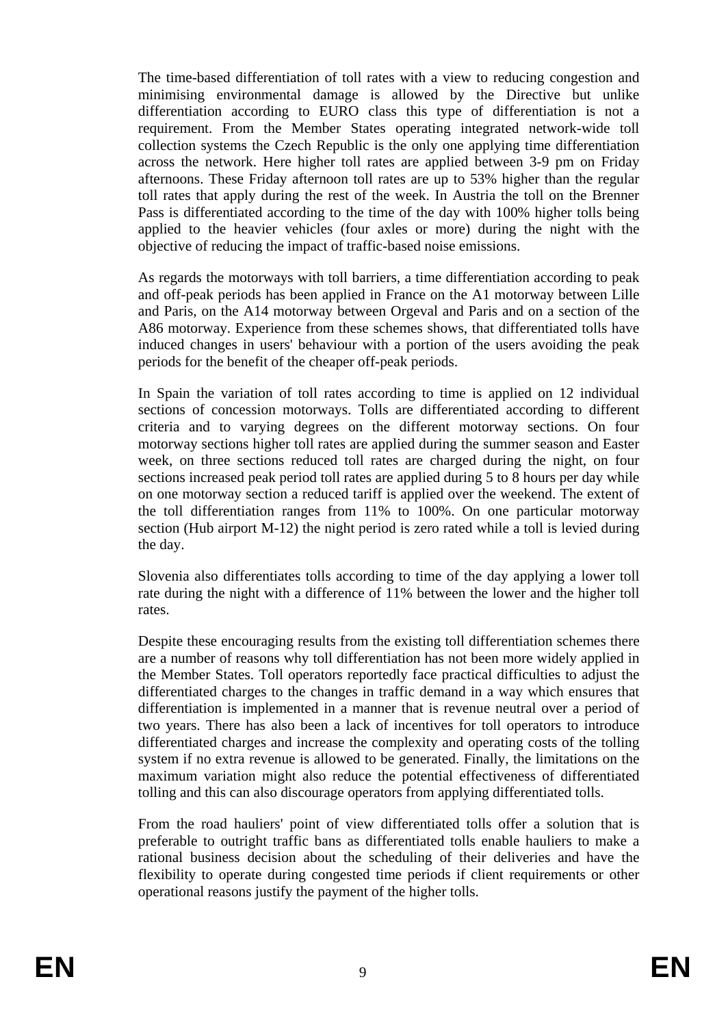The time-based differentiation of toll rates with a view to reducing congestion and minimising environmental damage is allowed by the Directive but unlike differentiation according to EURO class this type of differentiation is not a requirement. From the Member States operating integrated network-wide toll collection systems the Czech Republic is the only one applying time differentiation across the network. Here higher toll rates are applied between 3-9 pm on Friday afternoons. These Friday afternoon toll rates are up to 53% higher than the regular toll rates that apply during the rest of the week. In Austria the toll on the Brenner Pass is differentiated according to the time of the day with 100% higher tolls being applied to the heavier vehicles (four axles or more) during the night with the objective of reducing the impact of traffic-based noise emissions.

As regards the motorways with toll barriers, a time differentiation according to peak and off-peak periods has been applied in France on the A1 motorway between Lille and Paris, on the A14 motorway between Orgeval and Paris and on a section of the A86 motorway. Experience from these schemes shows, that differentiated tolls have induced changes in users' behaviour with a portion of the users avoiding the peak periods for the benefit of the cheaper off-peak periods.

In Spain the variation of toll rates according to time is applied on 12 individual sections of concession motorways. Tolls are differentiated according to different criteria and to varying degrees on the different motorway sections. On four motorway sections higher toll rates are applied during the summer season and Easter week, on three sections reduced toll rates are charged during the night, on four sections increased peak period toll rates are applied during 5 to 8 hours per day while on one motorway section a reduced tariff is applied over the weekend. The extent of the toll differentiation ranges from 11% to 100%. On one particular motorway section (Hub airport M-12) the night period is zero rated while a toll is levied during the day.

Slovenia also differentiates tolls according to time of the day applying a lower toll rate during the night with a difference of 11% between the lower and the higher toll rates.

Despite these encouraging results from the existing toll differentiation schemes there are a number of reasons why toll differentiation has not been more widely applied in the Member States. Toll operators reportedly face practical difficulties to adjust the differentiated charges to the changes in traffic demand in a way which ensures that differentiation is implemented in a manner that is revenue neutral over a period of two years. There has also been a lack of incentives for toll operators to introduce differentiated charges and increase the complexity and operating costs of the tolling system if no extra revenue is allowed to be generated. Finally, the limitations on the maximum variation might also reduce the potential effectiveness of differentiated tolling and this can also discourage operators from applying differentiated tolls.

From the road hauliers' point of view differentiated tolls offer a solution that is preferable to outright traffic bans as differentiated tolls enable hauliers to make a rational business decision about the scheduling of their deliveries and have the flexibility to operate during congested time periods if client requirements or other operational reasons justify the payment of the higher tolls.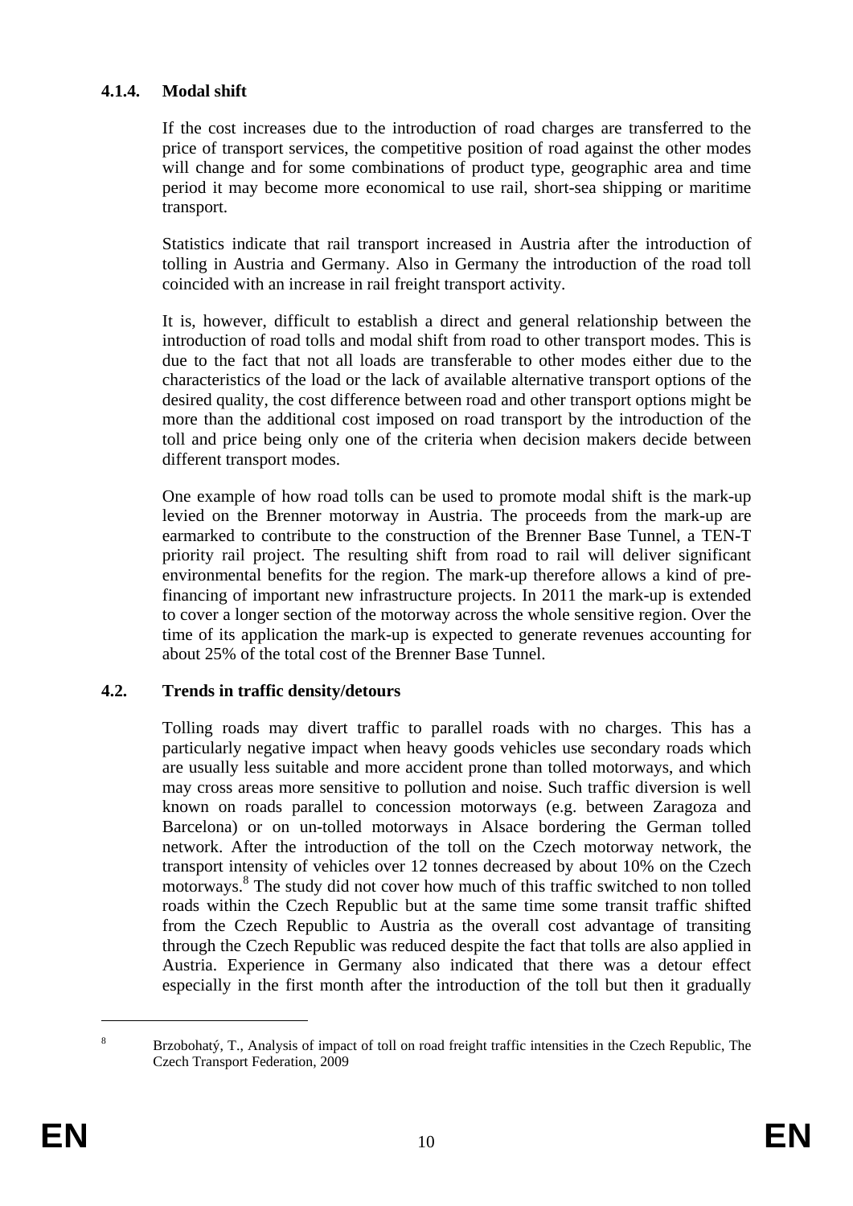#### 4.1.4. Modal shift

If the cost increases due to the introduction of road charges are transferred to the price of transport services, the competitive position of road against the other modes will change and for some combinations of product type, geographic area and time period it may become more economical to use rail, short-sea shipping or maritime transport.

Statistics indicate that rail transport increased in Austria after the introduction of tolling in Austria and Germany. Also in Germany the introduction of the road toll coincided with an increase in rail freight transport activity.

It is, however, difficult to establish a direct and general relationship between the introduction of road tolls and modal shift from road to other transport modes. This is due to the fact that not all loads are transferable to other modes either due to the characteristics of the load or the lack of available alternative transport options of the desired quality, the cost difference between road and other transport options might be more than the additional cost imposed on road transport by the introduction of the toll and price being only one of the criteria when decision makers decide between different transport modes.

One example of how road tolls can be used to promote modal shift is the mark-up levied on the Brenner motorway in Austria. The proceeds from the mark-up are earmarked to contribute to the construction of the Brenner Base Tunnel, a TEN-T priority rail project. The resulting shift from road to rail will deliver significant environmental benefits for the region. The mark-up therefore allows a kind of pre-financing of important new infrastructure projects. In 2011 the mark-up is extended to cover a longer section of the motorway across the whole sensitive region. Over the time of its application the mark-up is expected to generate revenues accounting for about 25% of the total cost of the Brenner Base Tunnel.

### 4.2. Trends in traffic density/detours

Tolling roads may divert traffic to parallel roads with no charges. This has a particularly negative impact when heavy goods vehicles use secondary roads which are usually less suitable and more accident prone than tolled motorways, and which may cross areas more sensitive to pollution and noise. Such traffic diversion is well known on roads parallel to concession motorways (e.g. between Zaragoza and Barcelona) or on un-tolled motorways in Alsace bordering the German tolled network. After the introduction of the toll on the Czech motorway network, the transport intensity of vehicles over 12 tonnes decreased by about 10% on the Czech motorways.[8] The study did not cover how much of this traffic switched to non tolled roads within the Czech Republic but at the same time some transit traffic shifted from the Czech Republic to Austria as the overall cost advantage of transiting through the Czech Republic was reduced despite the fact that tolls are also applied in Austria. Experience in Germany also indicated that there was a detour effect especially in the first month after the introduction of the toll but then it gradually

[8] Brzobohatý, T., Analysis of impact of toll on road freight traffic intensities in the Czech Republic, The Czech Transport Federation, 2009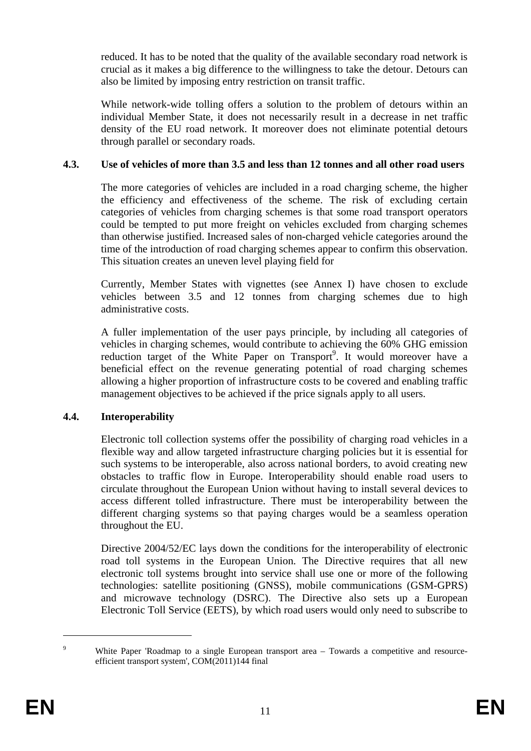reduced. It has to be noted that the quality of the available secondary road network is crucial as it makes a big difference to the willingness to take the detour. Detours can also be limited by imposing entry restriction on transit traffic.

While network-wide tolling offers a solution to the problem of detours within an individual Member State, it does not necessarily result in a decrease in net traffic density of the EU road network. It moreover does not eliminate potential detours through parallel or secondary roads.

### 4.3. Use of vehicles of more than 3.5 and less than 12 tonnes and all other road users

The more categories of vehicles are included in a road charging scheme, the higher the efficiency and effectiveness of the scheme. The risk of excluding certain categories of vehicles from charging schemes is that some road transport operators could be tempted to put more freight on vehicles excluded from charging schemes than otherwise justified. Increased sales of non-charged vehicle categories around the time of the introduction of road charging schemes appear to confirm this observation. This situation creates an uneven level playing field for

Currently, Member States with vignettes (see Annex I) have chosen to exclude vehicles between 3.5 and 12 tonnes from charging schemes due to high administrative costs.

A fuller implementation of the user pays principle, by including all categories of vehicles in charging schemes, would contribute to achieving the 60% GHG emission reduction target of the White Paper on Transport[9]. It would moreover have a beneficial effect on the revenue generating potential of road charging schemes allowing a higher proportion of infrastructure costs to be covered and enabling traffic management objectives to be achieved if the price signals apply to all users.

### 4.4. Interoperability

Electronic toll collection systems offer the possibility of charging road vehicles in a flexible way and allow targeted infrastructure charging policies but it is essential for such systems to be interoperable, also across national borders, to avoid creating new obstacles to traffic flow in Europe. Interoperability should enable road users to circulate throughout the European Union without having to install several devices to access different tolled infrastructure. There must be interoperability between the different charging systems so that paying charges would be a seamless operation throughout the EU.

Directive 2004/52/EC lays down the conditions for the interoperability of electronic road toll systems in the European Union. The Directive requires that all new electronic toll systems brought into service shall use one or more of the following technologies: satellite positioning (GNSS), mobile communications (GSM-GPRS) and microwave technology (DSRC). The Directive also sets up a European Electronic Toll Service (EETS), by which road users would only need to subscribe to

---

[9] White Paper 'Roadmap to a single European transport area – Towards a competitive and resource-efficient transport system', COM(2011)144 final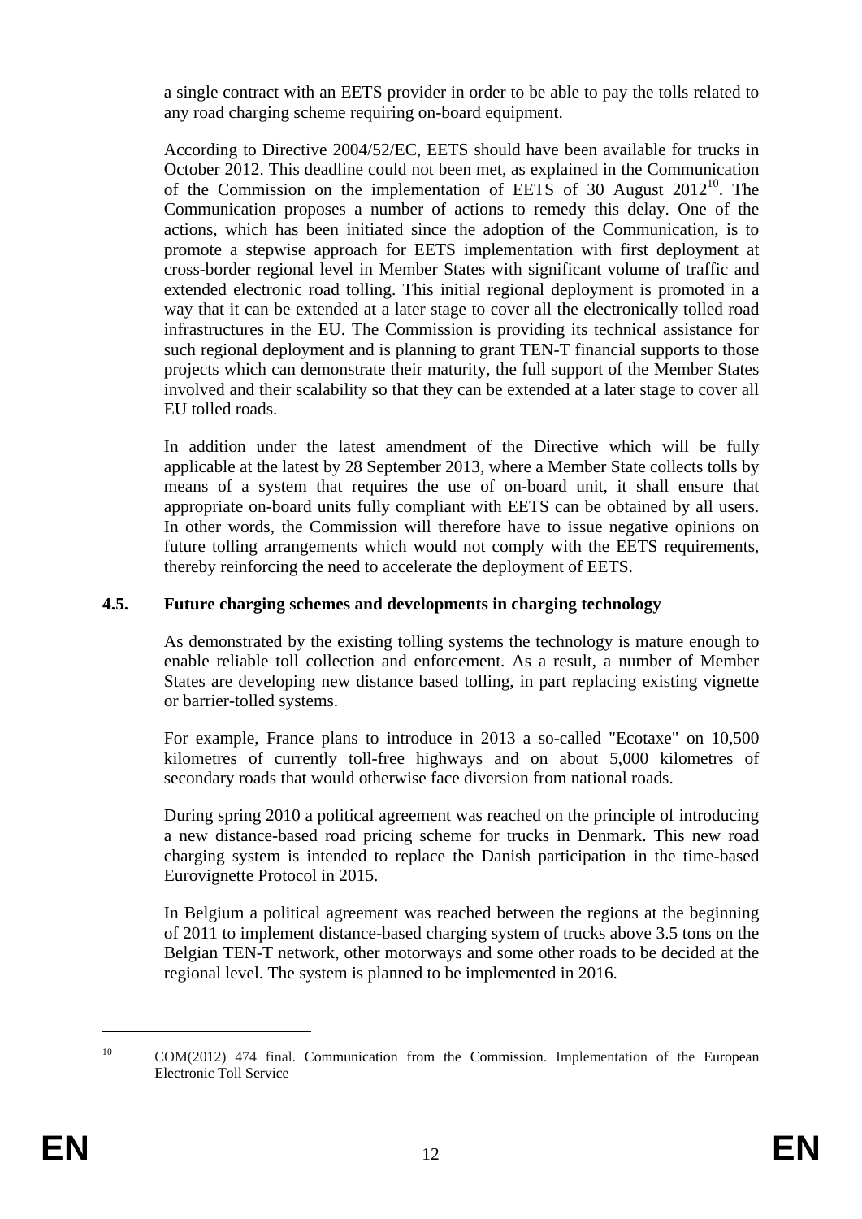a single contract with an EETS provider in order to be able to pay the tolls related to any road charging scheme requiring on-board equipment.

According to Directive 2004/52/EC, EETS should have been available for trucks in October 2012. This deadline could not been met, as explained in the Communication of the Commission on the implementation of EETS of 30 August 2012[10]. The Communication proposes a number of actions to remedy this delay. One of the actions, which has been initiated since the adoption of the Communication, is to promote a stepwise approach for EETS implementation with first deployment at cross-border regional level in Member States with significant volume of traffic and extended electronic road tolling. This initial regional deployment is promoted in a way that it can be extended at a later stage to cover all the electronically tolled road infrastructures in the EU. The Commission is providing its technical assistance for such regional deployment and is planning to grant TEN-T financial supports to those projects which can demonstrate their maturity, the full support of the Member States involved and their scalability so that they can be extended at a later stage to cover all EU tolled roads.

In addition under the latest amendment of the Directive which will be fully applicable at the latest by 28 September 2013, where a Member State collects tolls by means of a system that requires the use of on-board unit, it shall ensure that appropriate on-board units fully compliant with EETS can be obtained by all users. In other words, the Commission will therefore have to issue negative opinions on future tolling arrangements which would not comply with the EETS requirements, thereby reinforcing the need to accelerate the deployment of EETS.

### 4.5. Future charging schemes and developments in charging technology

As demonstrated by the existing tolling systems the technology is mature enough to enable reliable toll collection and enforcement. As a result, a number of Member States are developing new distance based tolling, in part replacing existing vignette or barrier-tolled systems.

For example, France plans to introduce in 2013 a so-called "Ecotaxe" on 10,500 kilometres of currently toll-free highways and on about 5,000 kilometres of secondary roads that would otherwise face diversion from national roads.

During spring 2010 a political agreement was reached on the principle of introducing a new distance-based road pricing scheme for trucks in Denmark. This new road charging system is intended to replace the Danish participation in the time-based Eurovignette Protocol in 2015.

In Belgium a political agreement was reached between the regions at the beginning of 2011 to implement distance-based charging system of trucks above 3.5 tons on the Belgian TEN-T network, other motorways and some other roads to be decided at the regional level. The system is planned to be implemented in 2016.

---

[10] COM(2012) 474 final. Communication from the Commission. Implementation of the European Electronic Toll Service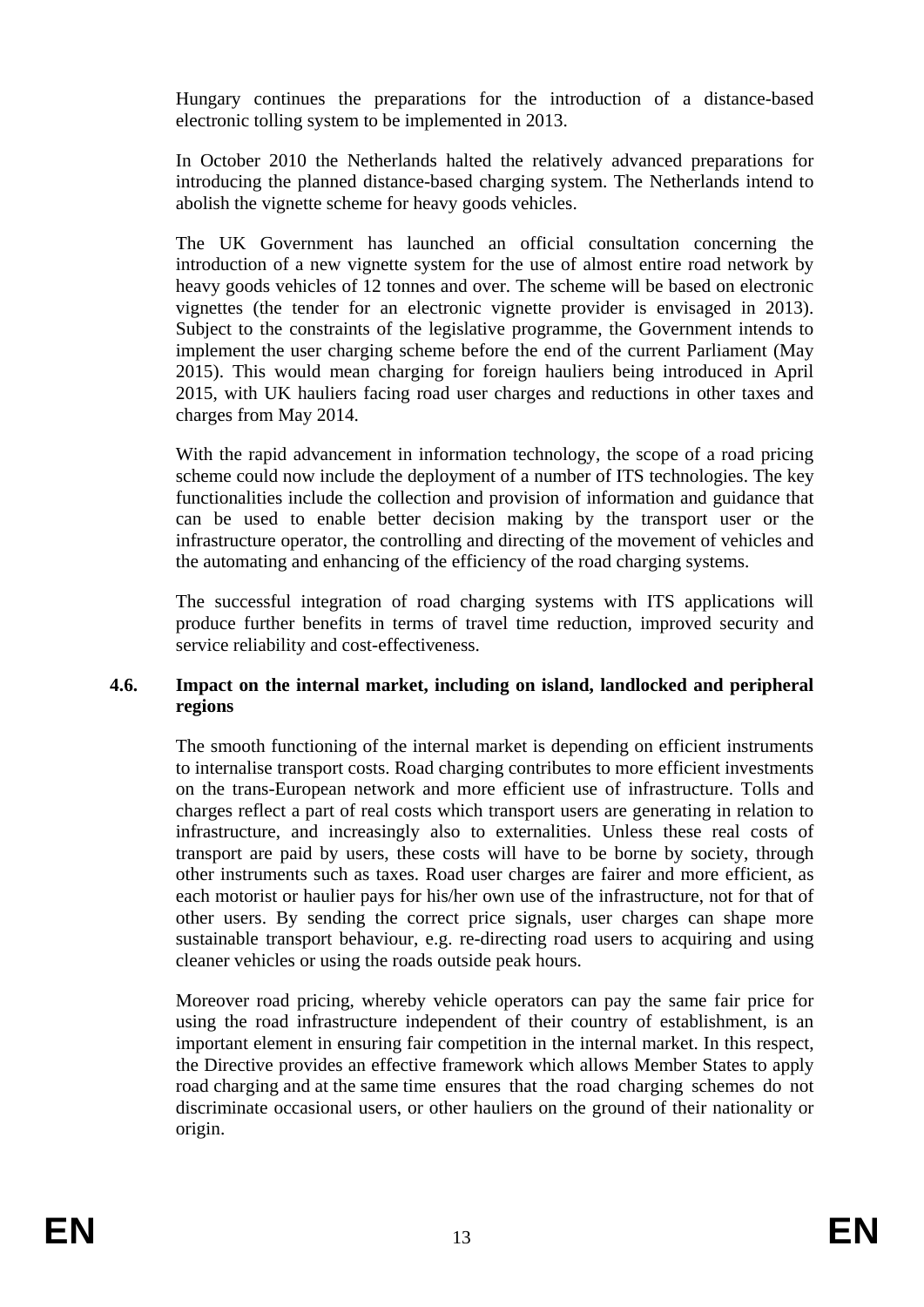Hungary continues the preparations for the introduction of a distance-based electronic tolling system to be implemented in 2013.

In October 2010 the Netherlands halted the relatively advanced preparations for introducing the planned distance-based charging system. The Netherlands intend to abolish the vignette scheme for heavy goods vehicles.

The UK Government has launched an official consultation concerning the introduction of a new vignette system for the use of almost entire road network by heavy goods vehicles of 12 tonnes and over. The scheme will be based on electronic vignettes (the tender for an electronic vignette provider is envisaged in 2013). Subject to the constraints of the legislative programme, the Government intends to implement the user charging scheme before the end of the current Parliament (May 2015). This would mean charging for foreign hauliers being introduced in April 2015, with UK hauliers facing road user charges and reductions in other taxes and charges from May 2014.

With the rapid advancement in information technology, the scope of a road pricing scheme could now include the deployment of a number of ITS technologies. The key functionalities include the collection and provision of information and guidance that can be used to enable better decision making by the transport user or the infrastructure operator, the controlling and directing of the movement of vehicles and the automating and enhancing of the efficiency of the road charging systems.

The successful integration of road charging systems with ITS applications will produce further benefits in terms of travel time reduction, improved security and service reliability and cost-effectiveness.

### 4.6. Impact on the internal market, including on island, landlocked and peripheral regions

The smooth functioning of the internal market is depending on efficient instruments to internalise transport costs. Road charging contributes to more efficient investments on the trans-European network and more efficient use of infrastructure. Tolls and charges reflect a part of real costs which transport users are generating in relation to infrastructure, and increasingly also to externalities. Unless these real costs of transport are paid by users, these costs will have to be borne by society, through other instruments such as taxes. Road user charges are fairer and more efficient, as each motorist or haulier pays for his/her own use of the infrastructure, not for that of other users. By sending the correct price signals, user charges can shape more sustainable transport behaviour, e.g. re-directing road users to acquiring and using cleaner vehicles or using the roads outside peak hours.

Moreover road pricing, whereby vehicle operators can pay the same fair price for using the road infrastructure independent of their country of establishment, is an important element in ensuring fair competition in the internal market. In this respect, the Directive provides an effective framework which allows Member States to apply road charging and at the same time ensures that the road charging schemes do not discriminate occasional users, or other hauliers on the ground of their nationality or origin.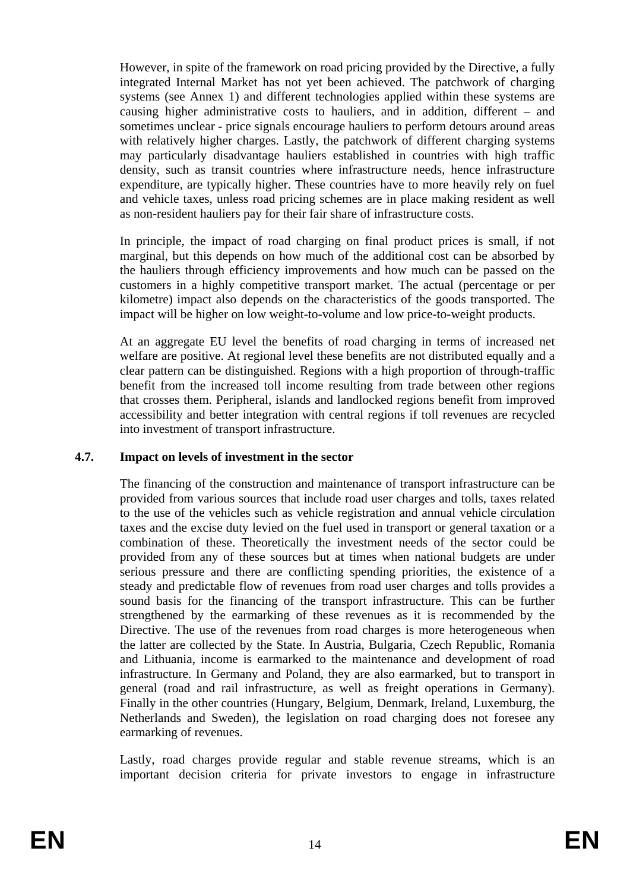However, in spite of the framework on road pricing provided by the Directive, a fully integrated Internal Market has not yet been achieved. The patchwork of charging systems (see Annex 1) and different technologies applied within these systems are causing higher administrative costs to hauliers, and in addition, different – and sometimes unclear - price signals encourage hauliers to perform detours around areas with relatively higher charges. Lastly, the patchwork of different charging systems may particularly disadvantage hauliers established in countries with high traffic density, such as transit countries where infrastructure needs, hence infrastructure expenditure, are typically higher. These countries have to more heavily rely on fuel and vehicle taxes, unless road pricing schemes are in place making resident as well as non-resident hauliers pay for their fair share of infrastructure costs.

In principle, the impact of road charging on final product prices is small, if not marginal, but this depends on how much of the additional cost can be absorbed by the hauliers through efficiency improvements and how much can be passed on the customers in a highly competitive transport market. The actual (percentage or per kilometre) impact also depends on the characteristics of the goods transported. The impact will be higher on low weight-to-volume and low price-to-weight products.

At an aggregate EU level the benefits of road charging in terms of increased net welfare are positive. At regional level these benefits are not distributed equally and a clear pattern can be distinguished. Regions with a high proportion of through-traffic benefit from the increased toll income resulting from trade between other regions that crosses them. Peripheral, islands and landlocked regions benefit from improved accessibility and better integration with central regions if toll revenues are recycled into investment of transport infrastructure.

### 4.7. Impact on levels of investment in the sector

The financing of the construction and maintenance of transport infrastructure can be provided from various sources that include road user charges and tolls, taxes related to the use of the vehicles such as vehicle registration and annual vehicle circulation taxes and the excise duty levied on the fuel used in transport or general taxation or a combination of these. Theoretically the investment needs of the sector could be provided from any of these sources but at times when national budgets are under serious pressure and there are conflicting spending priorities, the existence of a steady and predictable flow of revenues from road user charges and tolls provides a sound basis for the financing of the transport infrastructure. This can be further strengthened by the earmarking of these revenues as it is recommended by the Directive. The use of the revenues from road charges is more heterogeneous when the latter are collected by the State. In Austria, Bulgaria, Czech Republic, Romania and Lithuania, income is earmarked to the maintenance and development of road infrastructure. In Germany and Poland, they are also earmarked, but to transport in general (road and rail infrastructure, as well as freight operations in Germany). Finally in the other countries (Hungary, Belgium, Denmark, Ireland, Luxemburg, the Netherlands and Sweden), the legislation on road charging does not foresee any earmarking of revenues.

Lastly, road charges provide regular and stable revenue streams, which is an important decision criteria for private investors to engage in infrastructure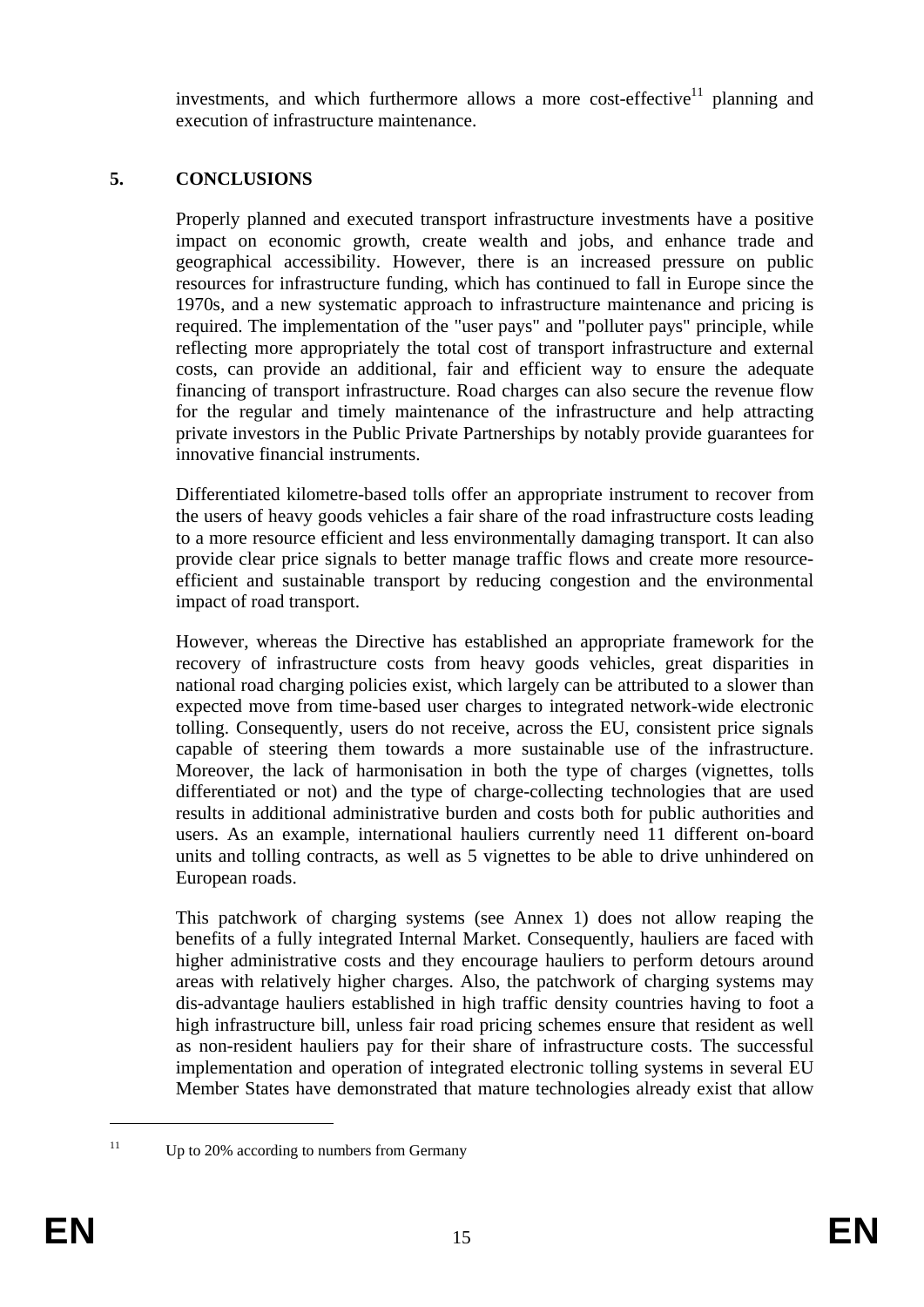investments, and which furthermore allows a more cost-effective[11] planning and execution of infrastructure maintenance.

## 5. CONCLUSIONS

Properly planned and executed transport infrastructure investments have a positive impact on economic growth, create wealth and jobs, and enhance trade and geographical accessibility. However, there is an increased pressure on public resources for infrastructure funding, which has continued to fall in Europe since the 1970s, and a new systematic approach to infrastructure maintenance and pricing is required. The implementation of the "user pays" and "polluter pays" principle, while reflecting more appropriately the total cost of transport infrastructure and external costs, can provide an additional, fair and efficient way to ensure the adequate financing of transport infrastructure. Road charges can also secure the revenue flow for the regular and timely maintenance of the infrastructure and help attracting private investors in the Public Private Partnerships by notably provide guarantees for innovative financial instruments.

Differentiated kilometre-based tolls offer an appropriate instrument to recover from the users of heavy goods vehicles a fair share of the road infrastructure costs leading to a more resource efficient and less environmentally damaging transport. It can also provide clear price signals to better manage traffic flows and create more resource-efficient and sustainable transport by reducing congestion and the environmental impact of road transport.

However, whereas the Directive has established an appropriate framework for the recovery of infrastructure costs from heavy goods vehicles, great disparities in national road charging policies exist, which largely can be attributed to a slower than expected move from time-based user charges to integrated network-wide electronic tolling. Consequently, users do not receive, across the EU, consistent price signals capable of steering them towards a more sustainable use of the infrastructure. Moreover, the lack of harmonisation in both the type of charges (vignettes, tolls differentiated or not) and the type of charge-collecting technologies that are used results in additional administrative burden and costs both for public authorities and users. As an example, international hauliers currently need 11 different on-board units and tolling contracts, as well as 5 vignettes to be able to drive unhindered on European roads.

This patchwork of charging systems (see Annex 1) does not allow reaping the benefits of a fully integrated Internal Market. Consequently, hauliers are faced with higher administrative costs and they encourage hauliers to perform detours around areas with relatively higher charges. Also, the patchwork of charging systems may dis-advantage hauliers established in high traffic density countries having to foot a high infrastructure bill, unless fair road pricing schemes ensure that resident as well as non-resident hauliers pay for their share of infrastructure costs. The successful implementation and operation of integrated electronic tolling systems in several EU Member States have demonstrated that mature technologies already exist that allow

[11] Up to 20% according to numbers from Germany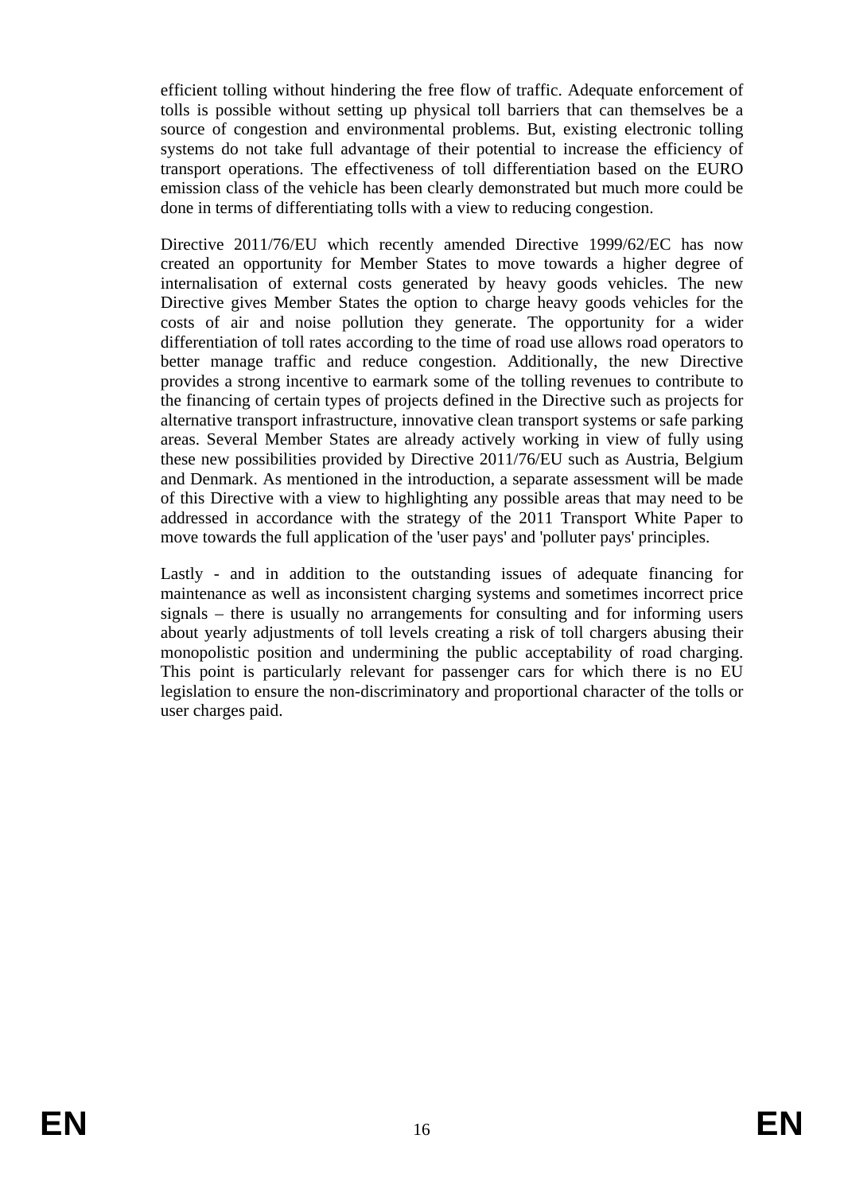efficient tolling without hindering the free flow of traffic. Adequate enforcement of tolls is possible without setting up physical toll barriers that can themselves be a source of congestion and environmental problems. But, existing electronic tolling systems do not take full advantage of their potential to increase the efficiency of transport operations. The effectiveness of toll differentiation based on the EURO emission class of the vehicle has been clearly demonstrated but much more could be done in terms of differentiating tolls with a view to reducing congestion.

Directive 2011/76/EU which recently amended Directive 1999/62/EC has now created an opportunity for Member States to move towards a higher degree of internalisation of external costs generated by heavy goods vehicles. The new Directive gives Member States the option to charge heavy goods vehicles for the costs of air and noise pollution they generate. The opportunity for a wider differentiation of toll rates according to the time of road use allows road operators to better manage traffic and reduce congestion. Additionally, the new Directive provides a strong incentive to earmark some of the tolling revenues to contribute to the financing of certain types of projects defined in the Directive such as projects for alternative transport infrastructure, innovative clean transport systems or safe parking areas. Several Member States are already actively working in view of fully using these new possibilities provided by Directive 2011/76/EU such as Austria, Belgium and Denmark. As mentioned in the introduction, a separate assessment will be made of this Directive with a view to highlighting any possible areas that may need to be addressed in accordance with the strategy of the 2011 Transport White Paper to move towards the full application of the 'user pays' and 'polluter pays' principles.

Lastly - and in addition to the outstanding issues of adequate financing for maintenance as well as inconsistent charging systems and sometimes incorrect price signals – there is usually no arrangements for consulting and for informing users about yearly adjustments of toll levels creating a risk of toll chargers abusing their monopolistic position and undermining the public acceptability of road charging. This point is particularly relevant for passenger cars for which there is no EU legislation to ensure the non-discriminatory and proportional character of the tolls or user charges paid.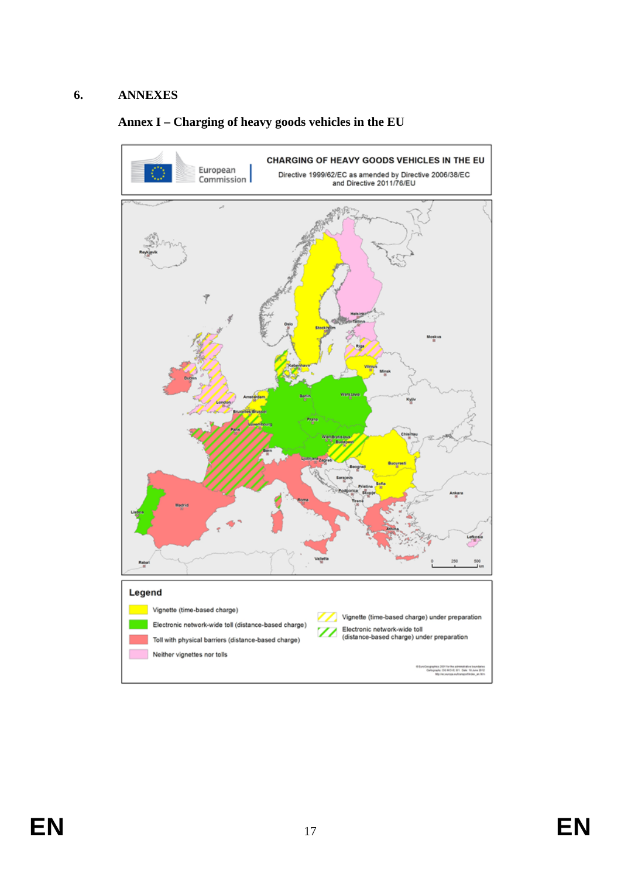## 6. ANNEXES

### Annex I – Charging of heavy goods vehicles in the EU

CHARGING OF HEAVY GOODS VEHICLES IN THE EU

Directive 1999/62/EC as amended by Directive 2006/38/EC and Directive 2011/76/EU

**Legend**

- Vignette (time-based charge)
- Electronic network-wide toll (distance-based charge)
- Toll with physical barriers (distance-based charge)
- Neither vignettes nor tolls
- Vignette (time-based charge) under preparation
- Electronic network-wide toll (distance-based charge) under preparation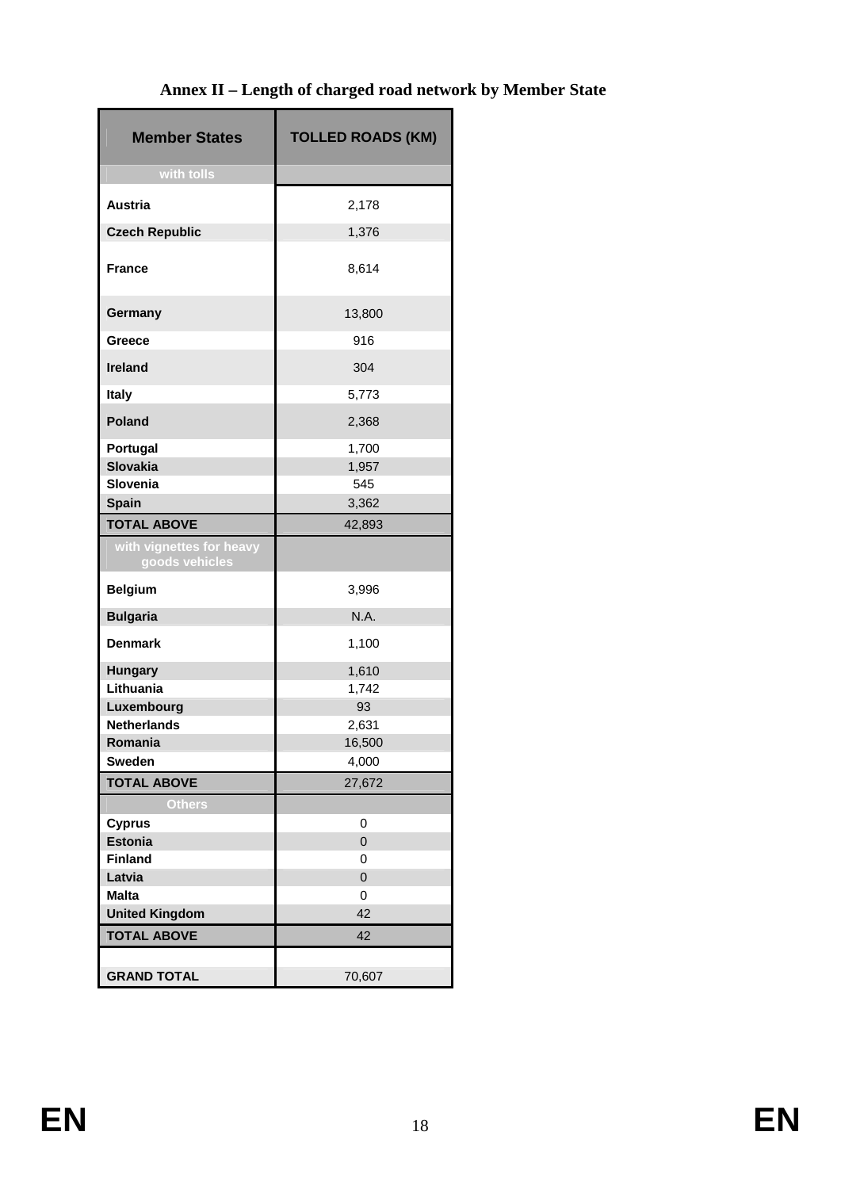**Annex II – Length of charged road network by Member State**

| Member States | TOLLED ROADS (KM) |
|---|---|
| with tolls | |
| Austria | 2,178 |
| Czech Republic | 1,376 |
| France | 8,614 |
| Germany | 13,800 |
| Greece | 916 |
| Ireland | 304 |
| Italy | 5,773 |
| Poland | 2,368 |
| Portugal | 1,700 |
| Slovakia | 1,957 |
| Slovenia | 545 |
| Spain | 3,362 |
| TOTAL ABOVE | 42,893 |
| with vignettes for heavy goods vehicles | |
| Belgium | 3,996 |
| Bulgaria | N.A. |
| Denmark | 1,100 |
| Hungary | 1,610 |
| Lithuania | 1,742 |
| Luxembourg | 93 |
| Netherlands | 2,631 |
| Romania | 16,500 |
| Sweden | 4,000 |
| TOTAL ABOVE | 27,672 |
| Others | |
| Cyprus | 0 |
| Estonia | 0 |
| Finland | 0 |
| Latvia | 0 |
| Malta | 0 |
| United Kingdom | 42 |
| TOTAL ABOVE | 42 |
| | |
| GRAND TOTAL | 70,607 |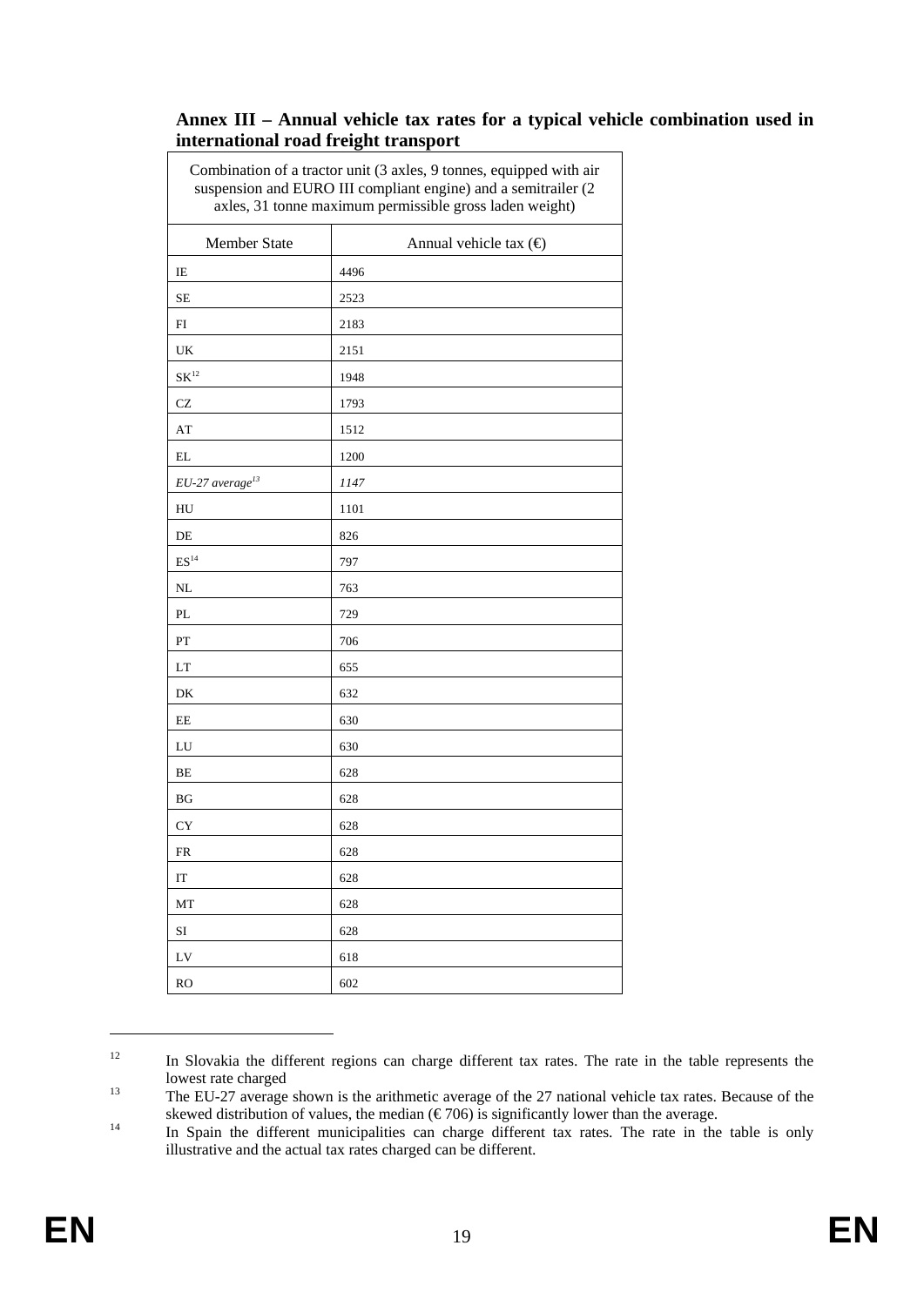**Annex III – Annual vehicle tax rates for a typical vehicle combination used in international road freight transport**

| Combination of a tractor unit (3 axles, 9 tonnes, equipped with air suspension and EURO III compliant engine) and a semitrailer (2 axles, 31 tonne maximum permissible gross laden weight) | |
|---|---|
| Member State | Annual vehicle tax (€) |
| IE | 4496 |
| SE | 2523 |
| FI | 2183 |
| UK | 2151 |
| SK[12] | 1948 |
| CZ | 1793 |
| AT | 1512 |
| EL | 1200 |
| *EU-27 average[13]* | *1147* |
| HU | 1101 |
| DE | 826 |
| ES[14] | 797 |
| NL | 763 |
| PL | 729 |
| PT | 706 |
| LT | 655 |
| DK | 632 |
| EE | 630 |
| LU | 630 |
| BE | 628 |
| BG | 628 |
| CY | 628 |
| FR | 628 |
| IT | 628 |
| MT | 628 |
| SI | 628 |
| LV | 618 |
| RO | 602 |

[12] In Slovakia the different regions can charge different tax rates. The rate in the table represents the lowest rate charged

[13] The EU-27 average shown is the arithmetic average of the 27 national vehicle tax rates. Because of the skewed distribution of values, the median (€ 706) is significantly lower than the average.

[14] In Spain the different municipalities can charge different tax rates. The rate in the table is only illustrative and the actual tax rates charged can be different.